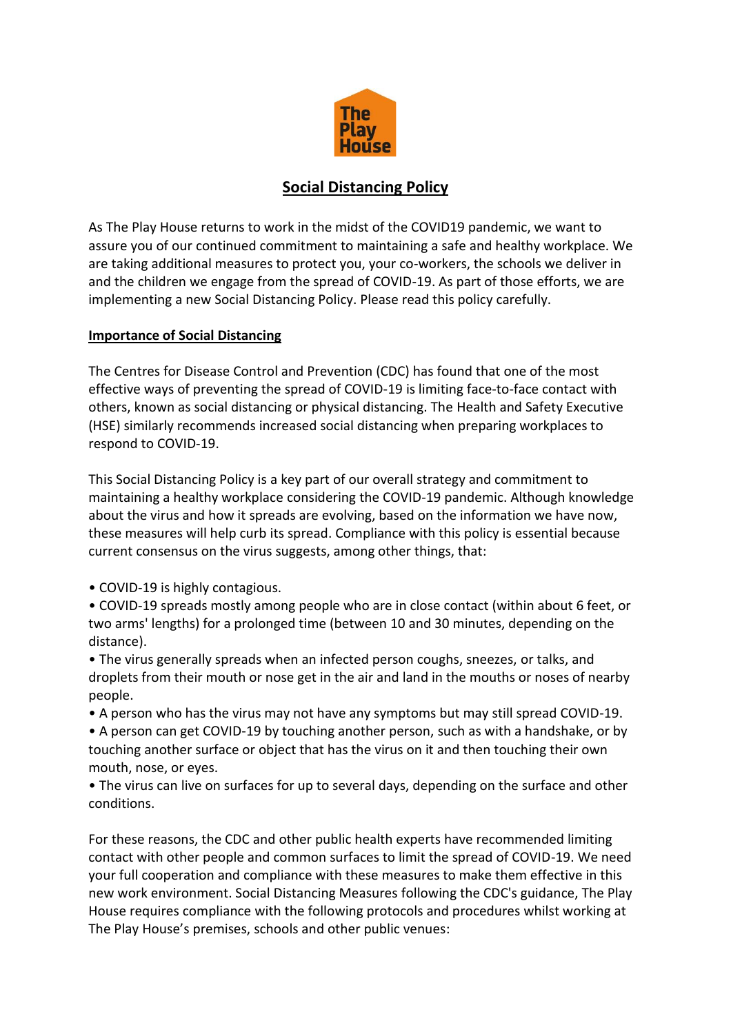# Social Distancing Policy

As The Play House returns to work in the midst of the COVID19 pandemic, we want to assure you of our continued commitment to maintaining a safe and healthy workplace. We are taking additional measures to protect you, your co-workers, the schools we deliver in and the children we engage from the spread of COVID-19. As part of those efforts, we are implementing a new Social Distancing Policy. Please read this policy carefully.

## Importance of Social Distancing

The Centres for Disease Control and Prevention (CDC) has found that one of the most effective ways of preventing the spread of COVID-19 is limiting face-to-face contact with others, known as social distancing or physical distancing. The Health and Safety Executive (HSE) similarly recommends increased social distancing when preparing workplaces to respond to COVID-19.

This Social Distancing Policy is a key part of our overall strategy and commitment to maintaining a healthy workplace considering the COVID-19 pandemic. Although knowledge about the virus and how it spreads are evolving, based on the information we have now, these measures will help curb its spread. Compliance with this policy is essential because current consensus on the virus suggests, among other things, that:

- COVID-19 is highly contagious.
- COVID-19 spreads mostly among people who are in close contact (within about 6 feet, or two arms' lengths) for a prolonged time (between 10 and 30 minutes, depending on the distance).
- The virus generally spreads when an infected person coughs, sneezes, or talks, and droplets from their mouth or nose get in the air and land in the mouths or noses of nearby people.
- A person who has the virus may not have any symptoms but may still spread COVID-19.
- A person can get COVID-19 by touching another person, such as with a handshake, or by touching another surface or object that has the virus on it and then touching their own mouth, nose, or eyes.
- The virus can live on surfaces for up to several days, depending on the surface and other conditions.

For these reasons, the CDC and other public health experts have recommended limiting contact with other people and common surfaces to limit the spread of COVID-19. We need your full cooperation and compliance with these measures to make them effective in this new work environment. Social Distancing Measures following the CDC's guidance, The Play House requires compliance with the following protocols and procedures whilst working at The Play House's premises, schools and other public venues: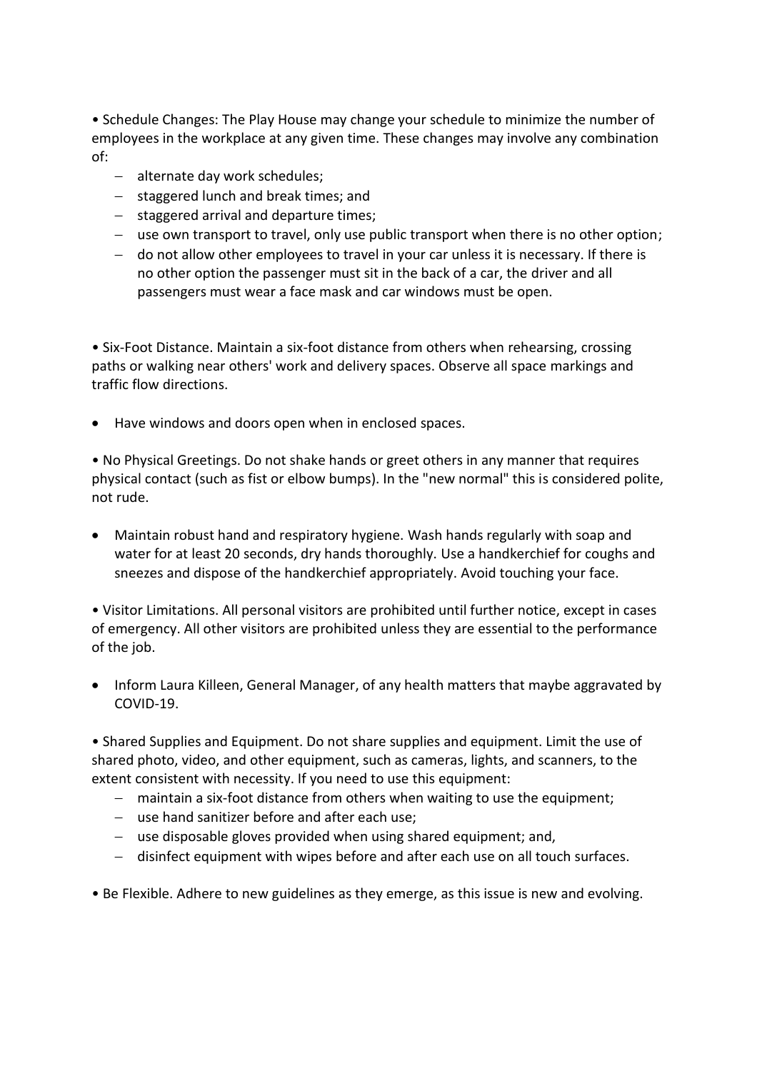- Schedule Changes: The Play House may change your schedule to minimize the number of employees in the workplace at any given time. These changes may involve any combination of:
  - alternate day work schedules;
  - staggered lunch and break times; and
  - staggered arrival and departure times;
  - use own transport to travel, only use public transport when there is no other option;
  - do not allow other employees to travel in your car unless it is necessary. If there is no other option the passenger must sit in the back of a car, the driver and all passengers must wear a face mask and car windows must be open.

- Six-Foot Distance. Maintain a six-foot distance from others when rehearsing, crossing paths or walking near others' work and delivery spaces. Observe all space markings and traffic flow directions.

- Have windows and doors open when in enclosed spaces.

- No Physical Greetings. Do not shake hands or greet others in any manner that requires physical contact (such as fist or elbow bumps). In the "new normal" this is considered polite, not rude.

- Maintain robust hand and respiratory hygiene. Wash hands regularly with soap and water for at least 20 seconds, dry hands thoroughly. Use a handkerchief for coughs and sneezes and dispose of the handkerchief appropriately. Avoid touching your face.

- Visitor Limitations. All personal visitors are prohibited until further notice, except in cases of emergency. All other visitors are prohibited unless they are essential to the performance of the job.

- Inform Laura Killeen, General Manager, of any health matters that maybe aggravated by COVID-19.

- Shared Supplies and Equipment. Do not share supplies and equipment. Limit the use of shared photo, video, and other equipment, such as cameras, lights, and scanners, to the extent consistent with necessity. If you need to use this equipment:
  - maintain a six-foot distance from others when waiting to use the equipment;
  - use hand sanitizer before and after each use;
  - use disposable gloves provided when using shared equipment; and,
  - disinfect equipment with wipes before and after each use on all touch surfaces.

- Be Flexible. Adhere to new guidelines as they emerge, as this issue is new and evolving.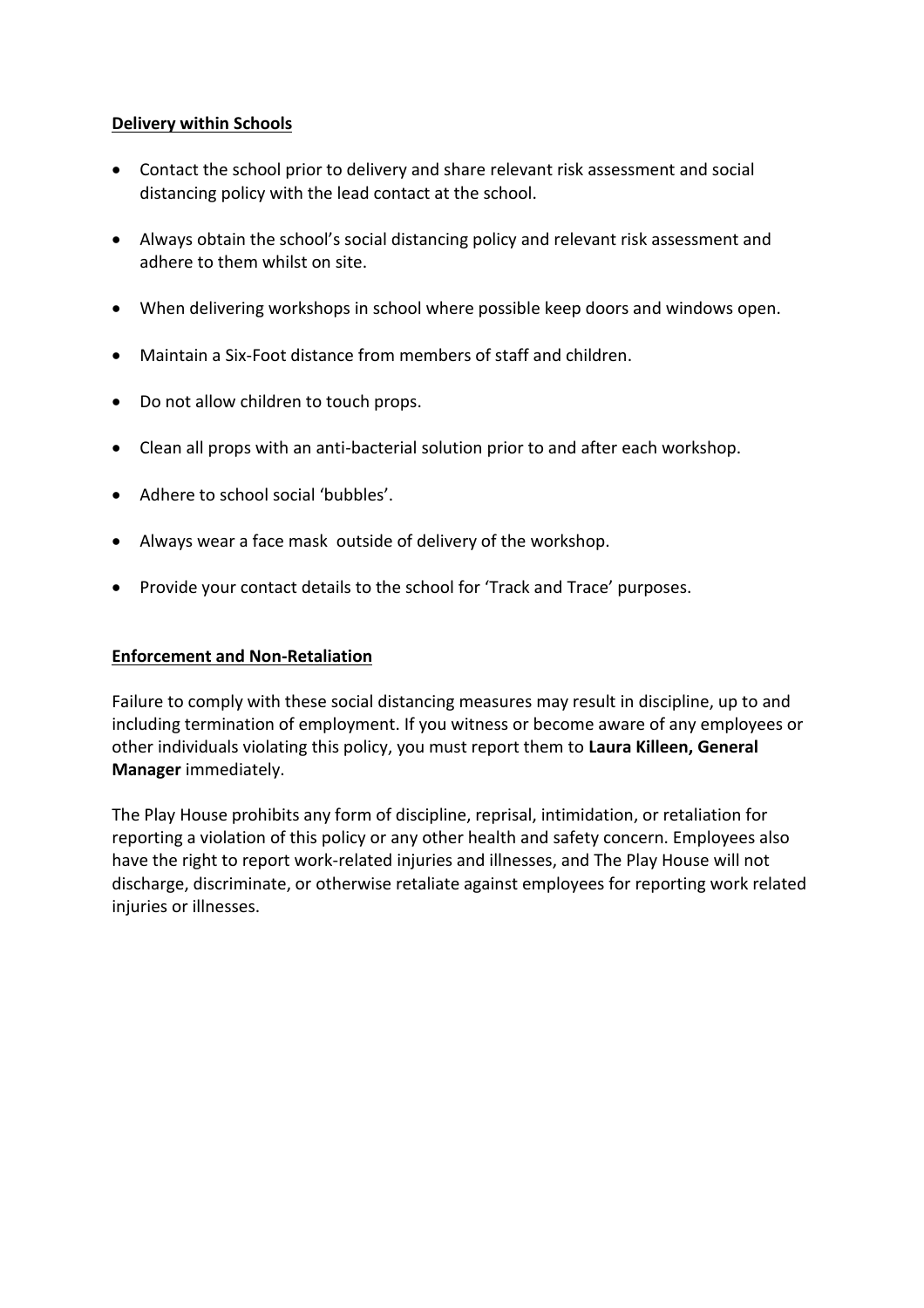**Delivery within Schools**

- Contact the school prior to delivery and share relevant risk assessment and social distancing policy with the lead contact at the school.
- Always obtain the school's social distancing policy and relevant risk assessment and adhere to them whilst on site.
- When delivering workshops in school where possible keep doors and windows open.
- Maintain a Six-Foot distance from members of staff and children.
- Do not allow children to touch props.
- Clean all props with an anti-bacterial solution prior to and after each workshop.
- Adhere to school social 'bubbles'.
- Always wear a face mask outside of delivery of the workshop.
- Provide your contact details to the school for 'Track and Trace' purposes.

**Enforcement and Non-Retaliation**

Failure to comply with these social distancing measures may result in discipline, up to and including termination of employment. If you witness or become aware of any employees or other individuals violating this policy, you must report them to **Laura Killeen, General Manager** immediately.

The Play House prohibits any form of discipline, reprisal, intimidation, or retaliation for reporting a violation of this policy or any other health and safety concern. Employees also have the right to report work-related injuries and illnesses, and The Play House will not discharge, discriminate, or otherwise retaliate against employees for reporting work related injuries or illnesses.